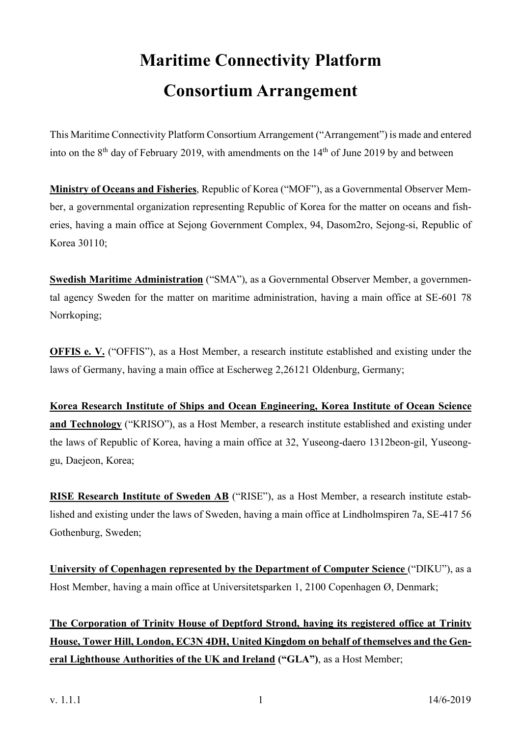# Maritime Connectivity Platform

# Consortium Arrangement

This Maritime Connectivity Platform Consortium Arrangement ("Arrangement") is made and entered into on the 8th day of February 2019, with amendments on the 14th of June 2019 by and between

**Ministry of Oceans and Fisheries**, Republic of Korea ("MOF"), as a Governmental Observer Member, a governmental organization representing Republic of Korea for the matter on oceans and fisheries, having a main office at Sejong Government Complex, 94, Dasom2ro, Sejong-si, Republic of Korea 30110;

**Swedish Maritime Administration** ("SMA"), as a Governmental Observer Member, a governmental agency Sweden for the matter on maritime administration, having a main office at SE-601 78 Norrkoping;

**OFFIS e. V.** ("OFFIS"), as a Host Member, a research institute established and existing under the laws of Germany, having a main office at Escherweg 2,26121 Oldenburg, Germany;

**Korea Research Institute of Ships and Ocean Engineering, Korea Institute of Ocean Science and Technology** ("KRISO"), as a Host Member, a research institute established and existing under the laws of Republic of Korea, having a main office at 32, Yuseong-daero 1312beon-gil, Yuseong-gu, Daejeon, Korea;

**RISE Research Institute of Sweden AB** ("RISE"), as a Host Member, a research institute established and existing under the laws of Sweden, having a main office at Lindholmspiren 7a, SE-417 56 Gothenburg, Sweden;

**University of Copenhagen represented by the Department of Computer Science** ("DIKU"), as a Host Member, having a main office at Universitetsparken 1, 2100 Copenhagen Ø, Denmark;

**The Corporation of Trinity House of Deptford Strond, having its registered office at Trinity House, Tower Hill, London, EC3N 4DH, United Kingdom on behalf of themselves and the General Lighthouse Authorities of the UK and Ireland ("GLA")**, as a Host Member;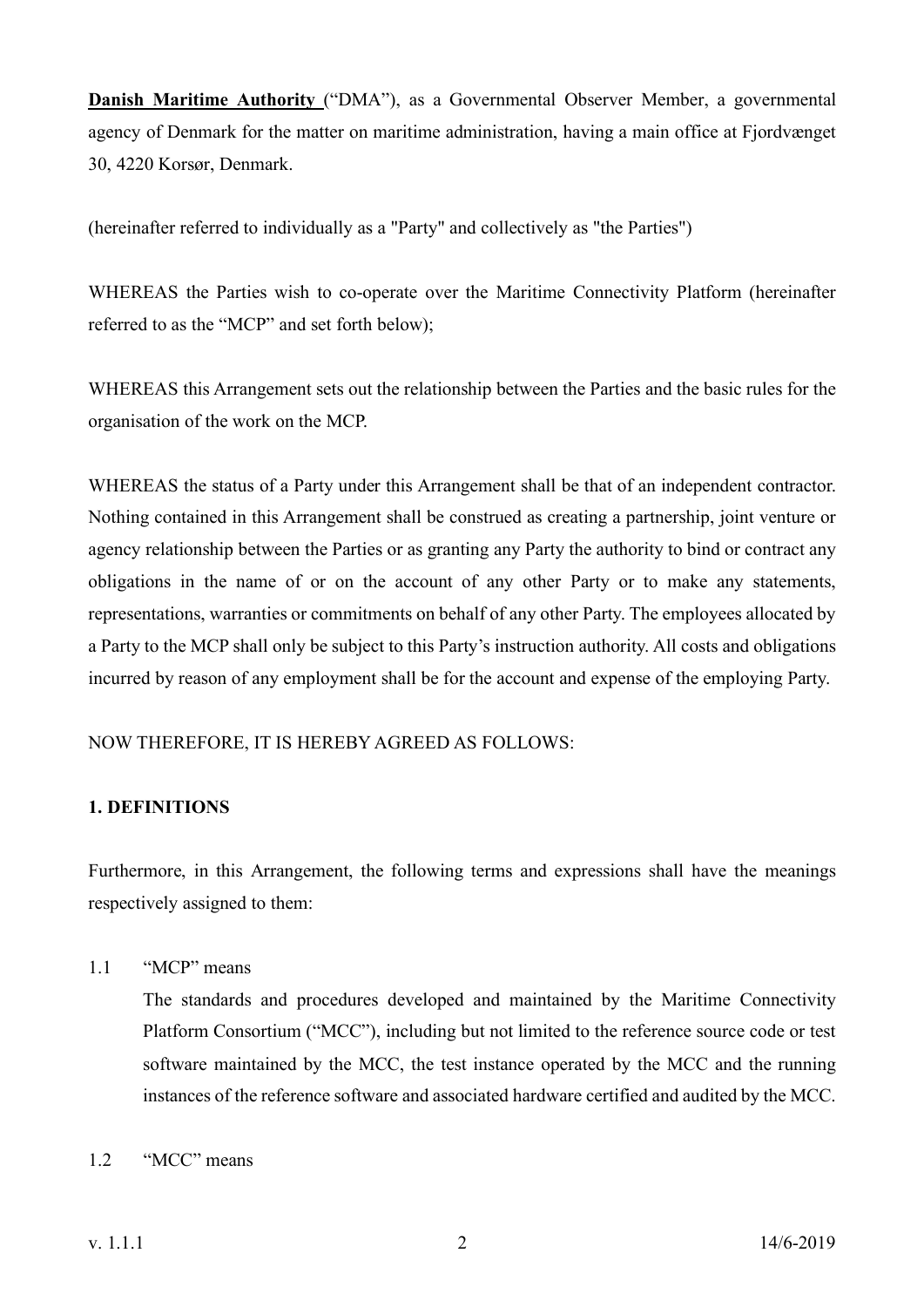**Danish Maritime Authority** ("DMA"), as a Governmental Observer Member, a governmental agency of Denmark for the matter on maritime administration, having a main office at Fjordvænget 30, 4220 Korsør, Denmark.

(hereinafter referred to individually as a "Party" and collectively as "the Parties")

WHEREAS the Parties wish to co-operate over the Maritime Connectivity Platform (hereinafter referred to as the "MCP" and set forth below);

WHEREAS this Arrangement sets out the relationship between the Parties and the basic rules for the organisation of the work on the MCP.

WHEREAS the status of a Party under this Arrangement shall be that of an independent contractor. Nothing contained in this Arrangement shall be construed as creating a partnership, joint venture or agency relationship between the Parties or as granting any Party the authority to bind or contract any obligations in the name of or on the account of any other Party or to make any statements, representations, warranties or commitments on behalf of any other Party. The employees allocated by a Party to the MCP shall only be subject to this Party's instruction authority. All costs and obligations incurred by reason of any employment shall be for the account and expense of the employing Party.

NOW THEREFORE, IT IS HEREBY AGREED AS FOLLOWS:

## 1. DEFINITIONS

Furthermore, in this Arrangement, the following terms and expressions shall have the meanings respectively assigned to them:

1.1 "MCP" means

The standards and procedures developed and maintained by the Maritime Connectivity Platform Consortium ("MCC"), including but not limited to the reference source code or test software maintained by the MCC, the test instance operated by the MCC and the running instances of the reference software and associated hardware certified and audited by the MCC.

1.2 "MCC" means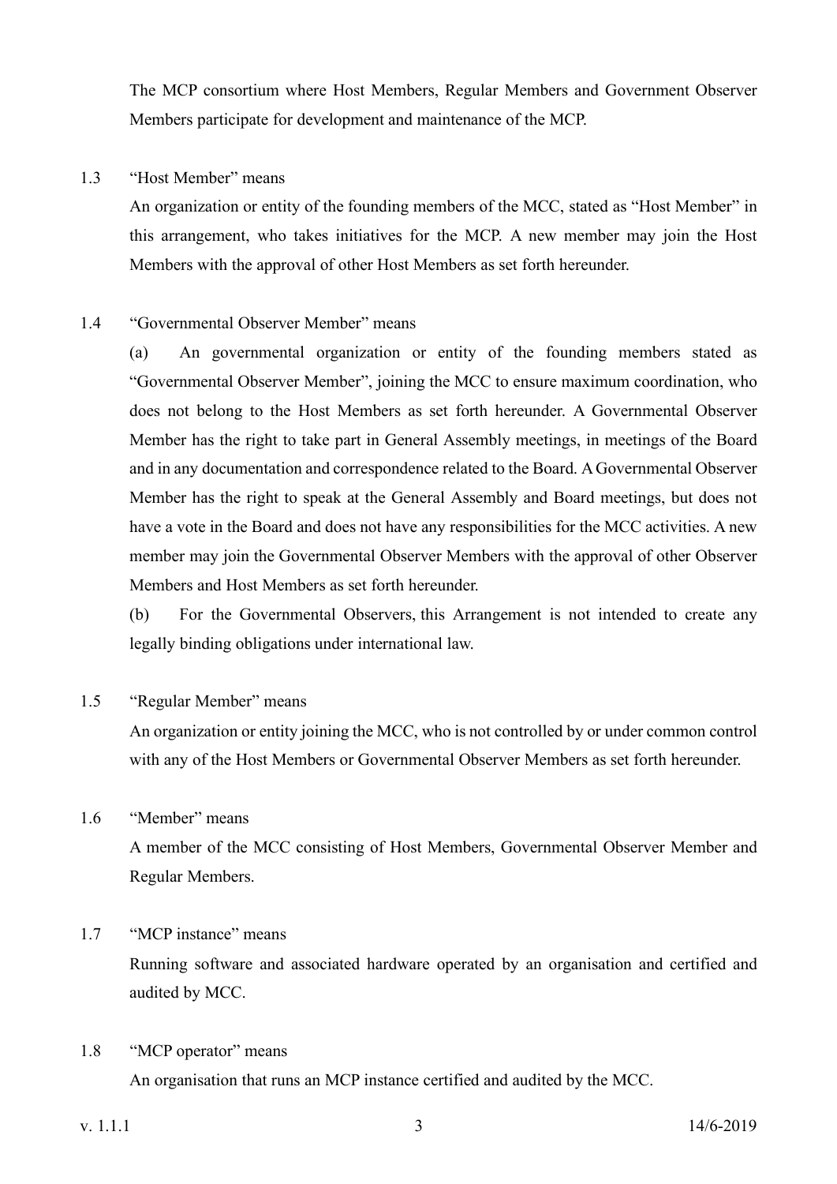The MCP consortium where Host Members, Regular Members and Government Observer Members participate for development and maintenance of the MCP.

1.3 "Host Member" means

An organization or entity of the founding members of the MCC, stated as "Host Member" in this arrangement, who takes initiatives for the MCP. A new member may join the Host Members with the approval of other Host Members as set forth hereunder.

1.4 "Governmental Observer Member" means

(a) An governmental organization or entity of the founding members stated as "Governmental Observer Member", joining the MCC to ensure maximum coordination, who does not belong to the Host Members as set forth hereunder. A Governmental Observer Member has the right to take part in General Assembly meetings, in meetings of the Board and in any documentation and correspondence related to the Board. A Governmental Observer Member has the right to speak at the General Assembly and Board meetings, but does not have a vote in the Board and does not have any responsibilities for the MCC activities. A new member may join the Governmental Observer Members with the approval of other Observer Members and Host Members as set forth hereunder.

(b) For the Governmental Observers, this Arrangement is not intended to create any legally binding obligations under international law.

1.5 "Regular Member" means

An organization or entity joining the MCC, who is not controlled by or under common control with any of the Host Members or Governmental Observer Members as set forth hereunder.

1.6 "Member" means

A member of the MCC consisting of Host Members, Governmental Observer Member and Regular Members.

1.7 "MCP instance" means

Running software and associated hardware operated by an organisation and certified and audited by MCC.

1.8 "MCP operator" means

An organisation that runs an MCP instance certified and audited by the MCC.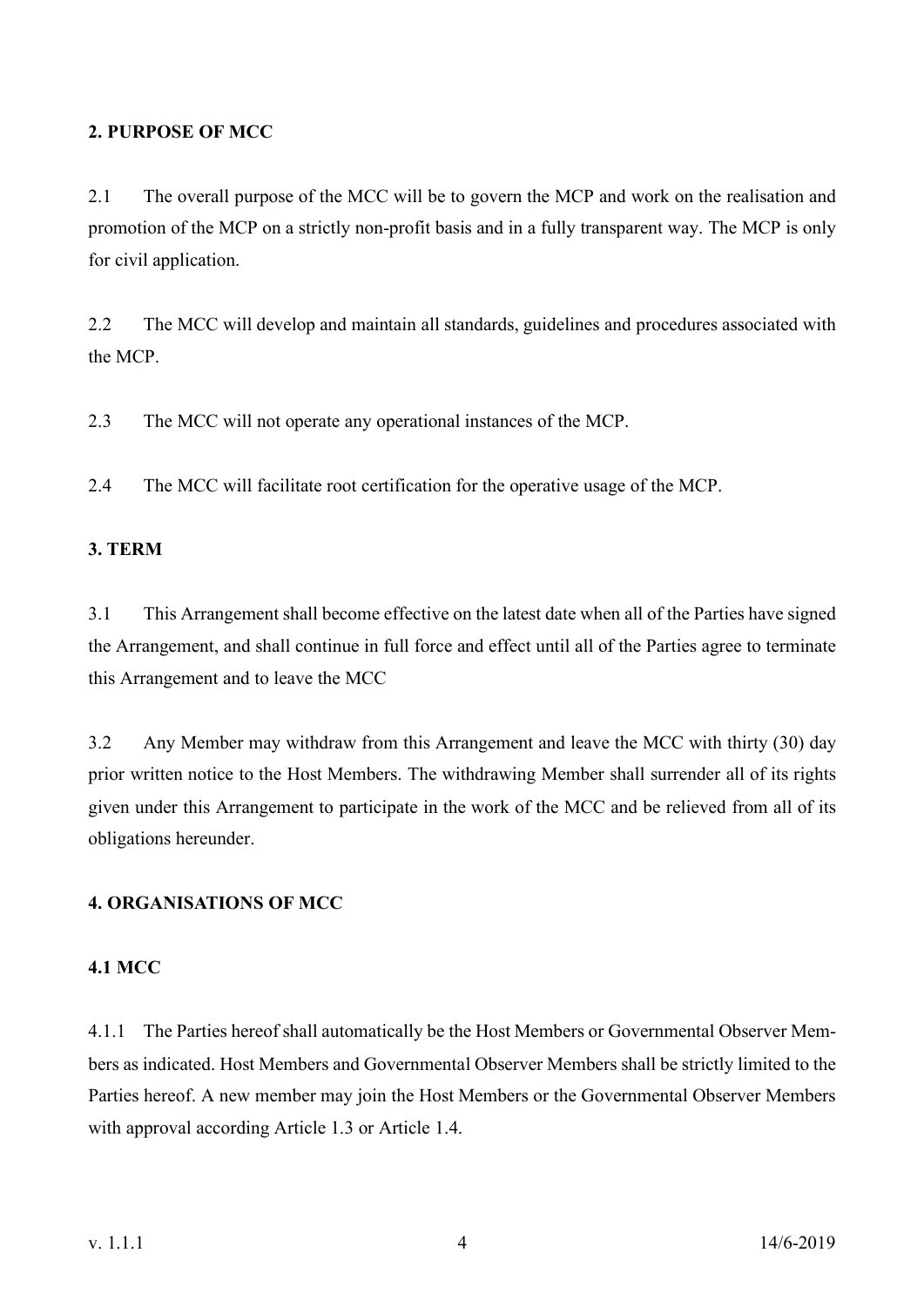## 2. PURPOSE OF MCC

2.1 The overall purpose of the MCC will be to govern the MCP and work on the realisation and promotion of the MCP on a strictly non-profit basis and in a fully transparent way. The MCP is only for civil application.

2.2 The MCC will develop and maintain all standards, guidelines and procedures associated with the MCP.

2.3 The MCC will not operate any operational instances of the MCP.

2.4 The MCC will facilitate root certification for the operative usage of the MCP.

## 3. TERM

3.1 This Arrangement shall become effective on the latest date when all of the Parties have signed the Arrangement, and shall continue in full force and effect until all of the Parties agree to terminate this Arrangement and to leave the MCC

3.2 Any Member may withdraw from this Arrangement and leave the MCC with thirty (30) day prior written notice to the Host Members. The withdrawing Member shall surrender all of its rights given under this Arrangement to participate in the work of the MCC and be relieved from all of its obligations hereunder.

## 4. ORGANISATIONS OF MCC

### 4.1 MCC

4.1.1 The Parties hereof shall automatically be the Host Members or Governmental Observer Members as indicated. Host Members and Governmental Observer Members shall be strictly limited to the Parties hereof. A new member may join the Host Members or the Governmental Observer Members with approval according Article 1.3 or Article 1.4.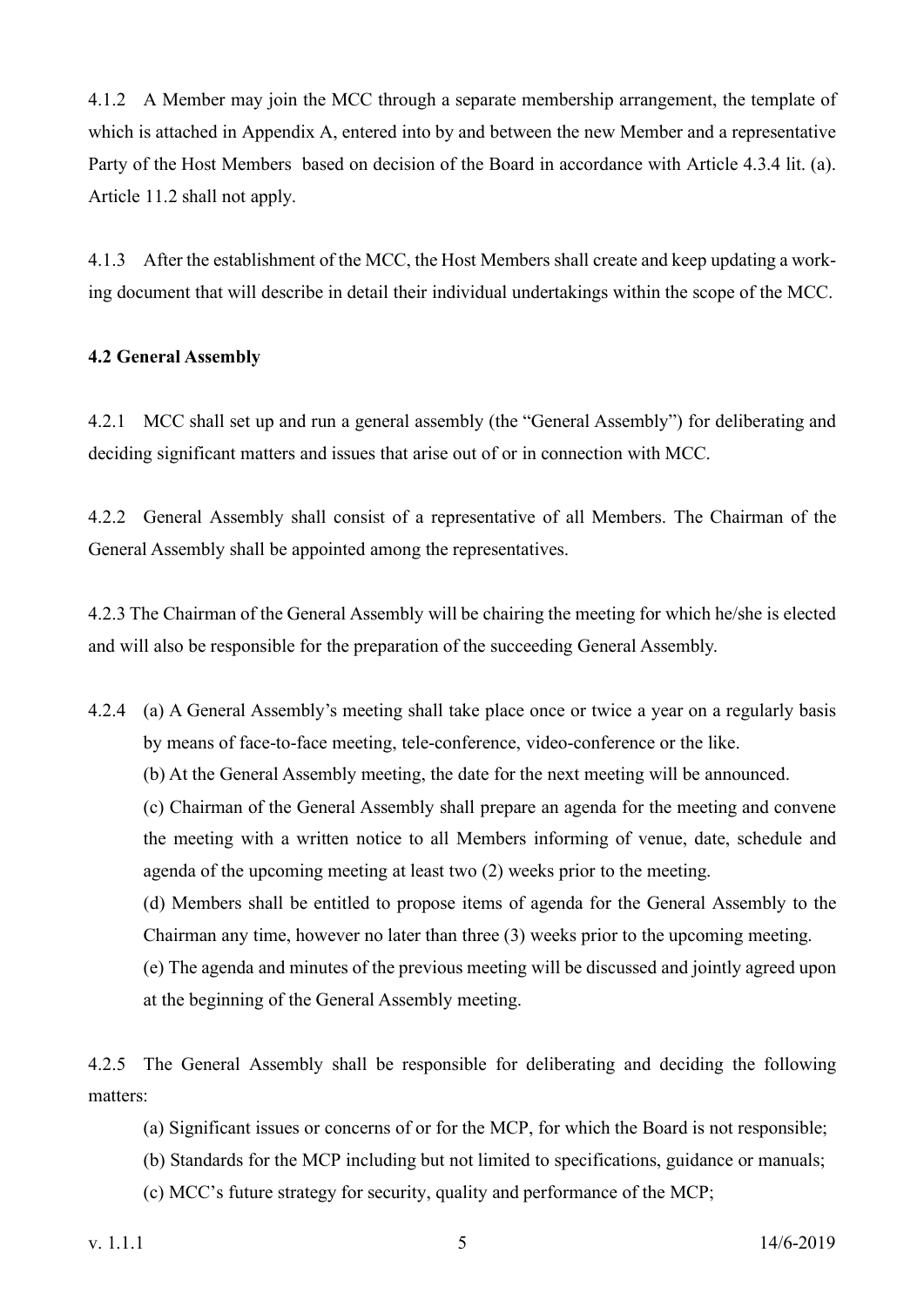4.1.2 A Member may join the MCC through a separate membership arrangement, the template of which is attached in Appendix A, entered into by and between the new Member and a representative Party of the Host Members based on decision of the Board in accordance with Article 4.3.4 lit. (a). Article 11.2 shall not apply.

4.1.3 After the establishment of the MCC, the Host Members shall create and keep updating a working document that will describe in detail their individual undertakings within the scope of the MCC.

**4.2 General Assembly**

4.2.1 MCC shall set up and run a general assembly (the "General Assembly") for deliberating and deciding significant matters and issues that arise out of or in connection with MCC.

4.2.2 General Assembly shall consist of a representative of all Members. The Chairman of the General Assembly shall be appointed among the representatives.

4.2.3 The Chairman of the General Assembly will be chairing the meeting for which he/she is elected and will also be responsible for the preparation of the succeeding General Assembly.

4.2.4 (a) A General Assembly's meeting shall take place once or twice a year on a regularly basis by means of face-to-face meeting, tele-conference, video-conference or the like.

(b) At the General Assembly meeting, the date for the next meeting will be announced.

(c) Chairman of the General Assembly shall prepare an agenda for the meeting and convene the meeting with a written notice to all Members informing of venue, date, schedule and agenda of the upcoming meeting at least two (2) weeks prior to the meeting.

(d) Members shall be entitled to propose items of agenda for the General Assembly to the Chairman any time, however no later than three (3) weeks prior to the upcoming meeting.

(e) The agenda and minutes of the previous meeting will be discussed and jointly agreed upon at the beginning of the General Assembly meeting.

4.2.5 The General Assembly shall be responsible for deliberating and deciding the following matters:

(a) Significant issues or concerns of or for the MCP, for which the Board is not responsible;

(b) Standards for the MCP including but not limited to specifications, guidance or manuals;

(c) MCC's future strategy for security, quality and performance of the MCP;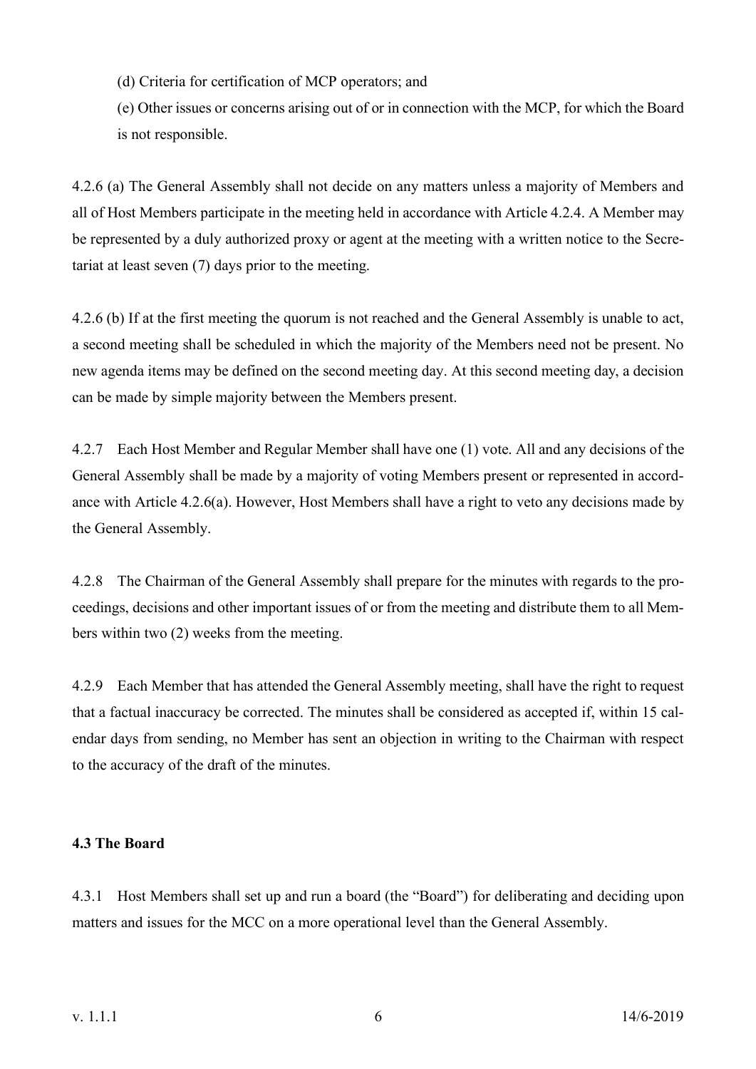(d) Criteria for certification of MCP operators; and

(e) Other issues or concerns arising out of or in connection with the MCP, for which the Board is not responsible.

4.2.6 (a) The General Assembly shall not decide on any matters unless a majority of Members and all of Host Members participate in the meeting held in accordance with Article 4.2.4. A Member may be represented by a duly authorized proxy or agent at the meeting with a written notice to the Secretariat at least seven (7) days prior to the meeting.

4.2.6 (b) If at the first meeting the quorum is not reached and the General Assembly is unable to act, a second meeting shall be scheduled in which the majority of the Members need not be present. No new agenda items may be defined on the second meeting day. At this second meeting day, a decision can be made by simple majority between the Members present.

4.2.7 Each Host Member and Regular Member shall have one (1) vote. All and any decisions of the General Assembly shall be made by a majority of voting Members present or represented in accordance with Article 4.2.6(a). However, Host Members shall have a right to veto any decisions made by the General Assembly.

4.2.8 The Chairman of the General Assembly shall prepare for the minutes with regards to the proceedings, decisions and other important issues of or from the meeting and distribute them to all Members within two (2) weeks from the meeting.

4.2.9 Each Member that has attended the General Assembly meeting, shall have the right to request that a factual inaccuracy be corrected. The minutes shall be considered as accepted if, within 15 calendar days from sending, no Member has sent an objection in writing to the Chairman with respect to the accuracy of the draft of the minutes.

### 4.3 The Board

4.3.1 Host Members shall set up and run a board (the "Board") for deliberating and deciding upon matters and issues for the MCC on a more operational level than the General Assembly.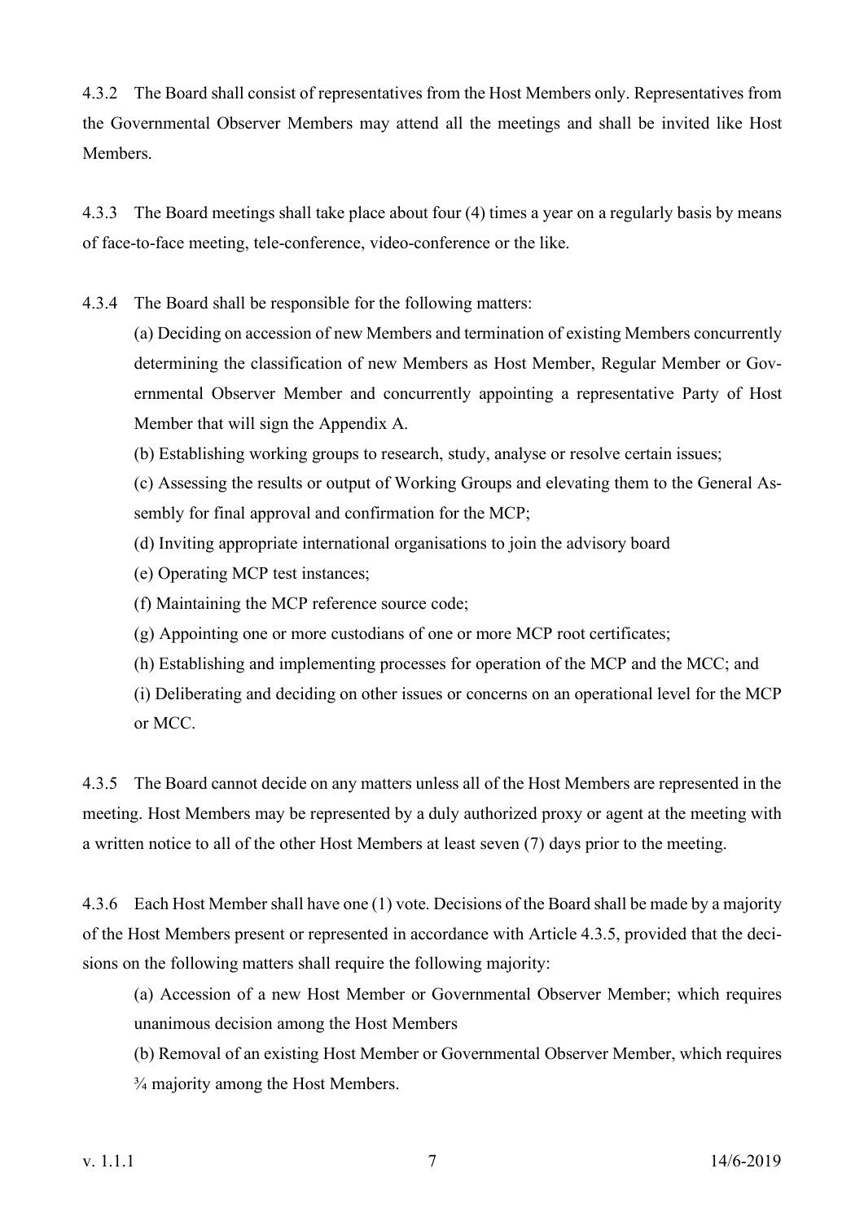4.3.2 The Board shall consist of representatives from the Host Members only. Representatives from the Governmental Observer Members may attend all the meetings and shall be invited like Host Members.

4.3.3 The Board meetings shall take place about four (4) times a year on a regularly basis by means of face-to-face meeting, tele-conference, video-conference or the like.

4.3.4 The Board shall be responsible for the following matters:

(a) Deciding on accession of new Members and termination of existing Members concurrently determining the classification of new Members as Host Member, Regular Member or Governmental Observer Member and concurrently appointing a representative Party of Host Member that will sign the Appendix A.

(b) Establishing working groups to research, study, analyse or resolve certain issues;

(c) Assessing the results or output of Working Groups and elevating them to the General Assembly for final approval and confirmation for the MCP;

(d) Inviting appropriate international organisations to join the advisory board

(e) Operating MCP test instances;

(f) Maintaining the MCP reference source code;

(g) Appointing one or more custodians of one or more MCP root certificates;

(h) Establishing and implementing processes for operation of the MCP and the MCC; and

(i) Deliberating and deciding on other issues or concerns on an operational level for the MCP or MCC.

4.3.5 The Board cannot decide on any matters unless all of the Host Members are represented in the meeting. Host Members may be represented by a duly authorized proxy or agent at the meeting with a written notice to all of the other Host Members at least seven (7) days prior to the meeting.

4.3.6 Each Host Member shall have one (1) vote. Decisions of the Board shall be made by a majority of the Host Members present or represented in accordance with Article 4.3.5, provided that the decisions on the following matters shall require the following majority:

(a) Accession of a new Host Member or Governmental Observer Member; which requires unanimous decision among the Host Members

(b) Removal of an existing Host Member or Governmental Observer Member, which requires ¾ majority among the Host Members.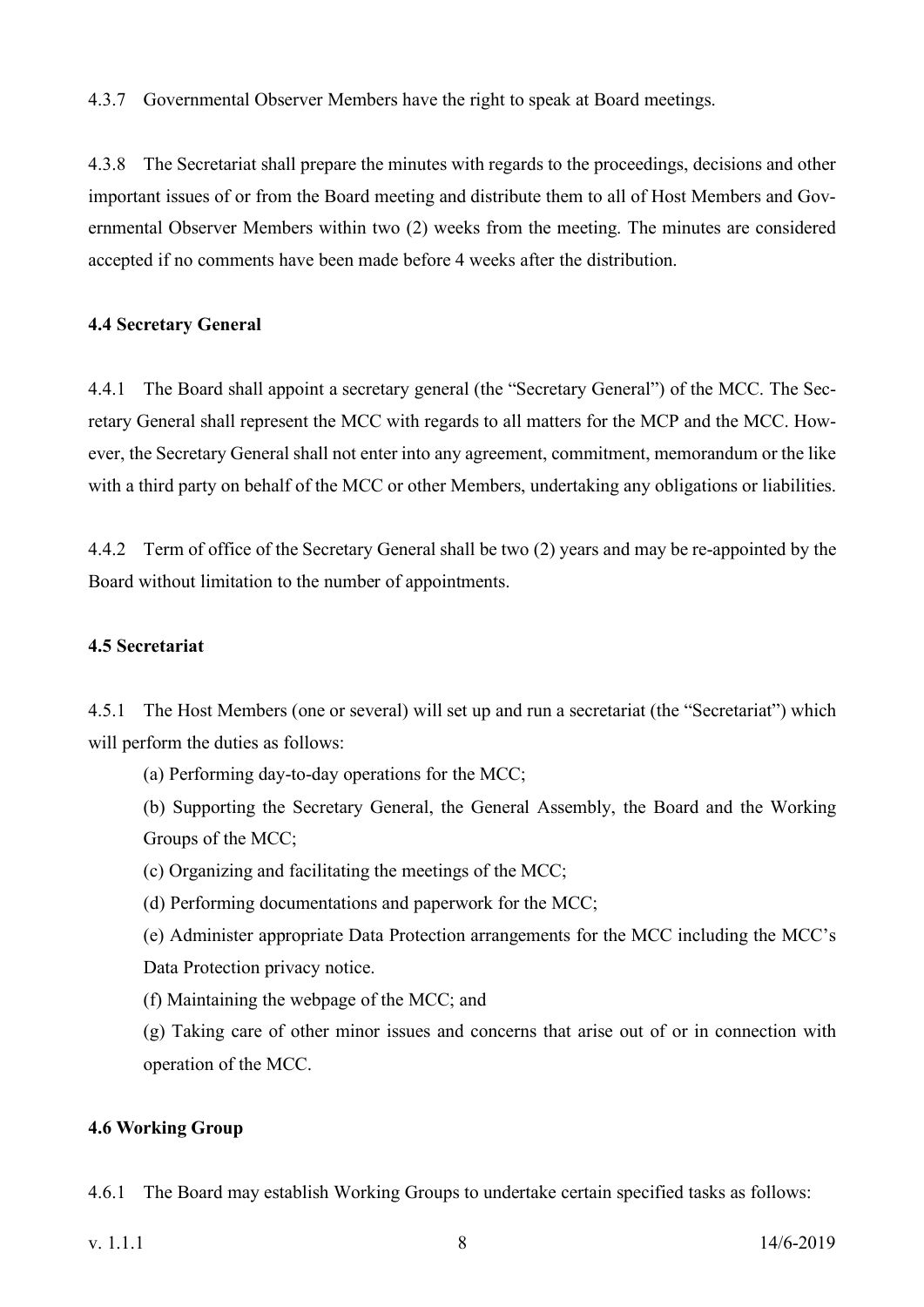4.3.7 Governmental Observer Members have the right to speak at Board meetings.

4.3.8 The Secretariat shall prepare the minutes with regards to the proceedings, decisions and other important issues of or from the Board meeting and distribute them to all of Host Members and Governmental Observer Members within two (2) weeks from the meeting. The minutes are considered accepted if no comments have been made before 4 weeks after the distribution.

### 4.4 Secretary General

4.4.1 The Board shall appoint a secretary general (the "Secretary General") of the MCC. The Secretary General shall represent the MCC with regards to all matters for the MCP and the MCC. However, the Secretary General shall not enter into any agreement, commitment, memorandum or the like with a third party on behalf of the MCC or other Members, undertaking any obligations or liabilities.

4.4.2 Term of office of the Secretary General shall be two (2) years and may be re-appointed by the Board without limitation to the number of appointments.

### 4.5 Secretariat

4.5.1 The Host Members (one or several) will set up and run a secretariat (the "Secretariat") which will perform the duties as follows:

(a) Performing day-to-day operations for the MCC;

(b) Supporting the Secretary General, the General Assembly, the Board and the Working Groups of the MCC;

(c) Organizing and facilitating the meetings of the MCC;

(d) Performing documentations and paperwork for the MCC;

(e) Administer appropriate Data Protection arrangements for the MCC including the MCC's Data Protection privacy notice.

(f) Maintaining the webpage of the MCC; and

(g) Taking care of other minor issues and concerns that arise out of or in connection with operation of the MCC.

### 4.6 Working Group

4.6.1 The Board may establish Working Groups to undertake certain specified tasks as follows: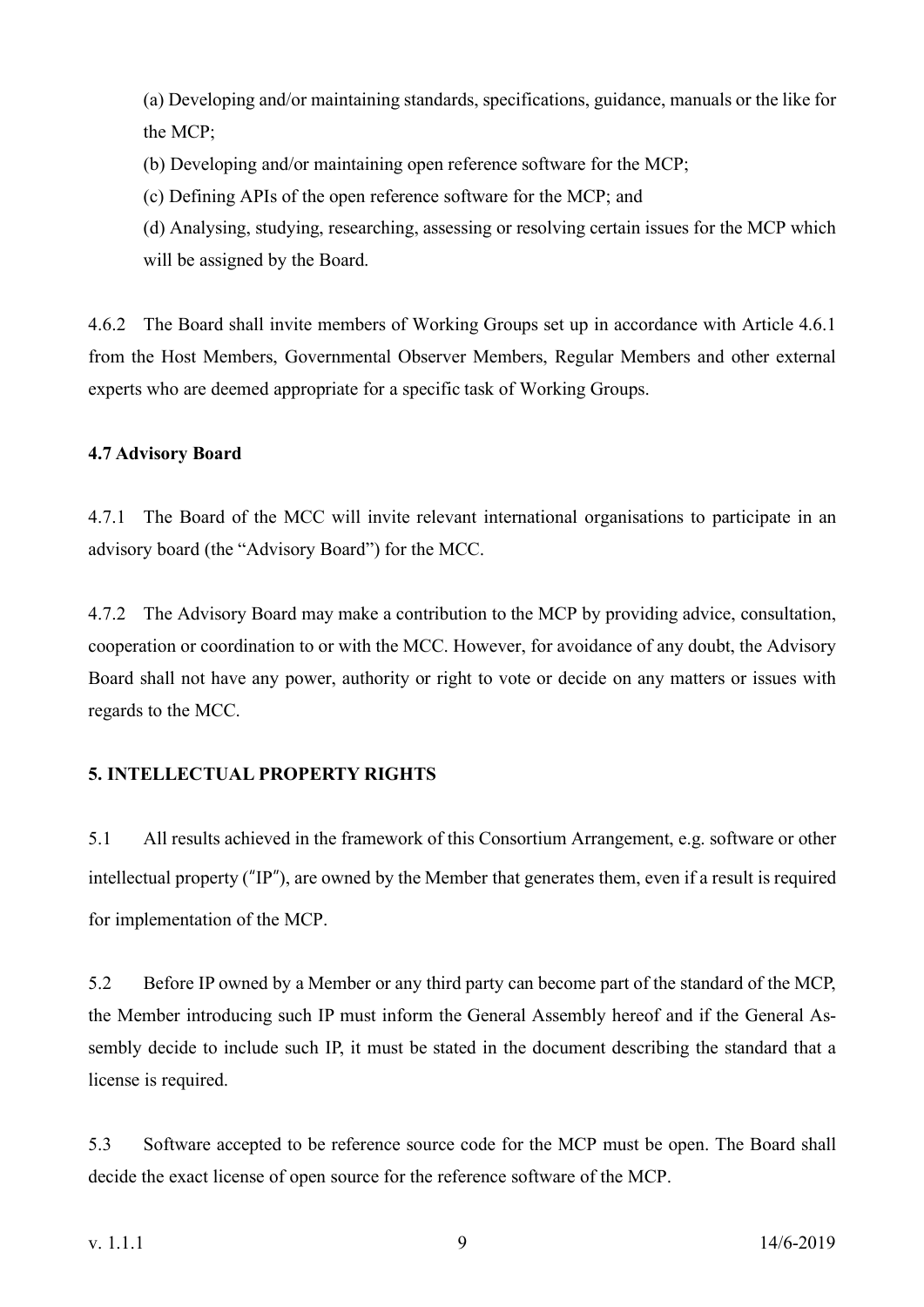(a) Developing and/or maintaining standards, specifications, guidance, manuals or the like for the MCP;

(b) Developing and/or maintaining open reference software for the MCP;

(c) Defining APIs of the open reference software for the MCP; and

(d) Analysing, studying, researching, assessing or resolving certain issues for the MCP which will be assigned by the Board.

4.6.2 The Board shall invite members of Working Groups set up in accordance with Article 4.6.1 from the Host Members, Governmental Observer Members, Regular Members and other external experts who are deemed appropriate for a specific task of Working Groups.

**4.7 Advisory Board**

4.7.1 The Board of the MCC will invite relevant international organisations to participate in an advisory board (the "Advisory Board") for the MCC.

4.7.2 The Advisory Board may make a contribution to the MCP by providing advice, consultation, cooperation or coordination to or with the MCC. However, for avoidance of any doubt, the Advisory Board shall not have any power, authority or right to vote or decide on any matters or issues with regards to the MCC.

**5. INTELLECTUAL PROPERTY RIGHTS**

5.1 All results achieved in the framework of this Consortium Arrangement, e.g. software or other intellectual property ("IP"), are owned by the Member that generates them, even if a result is required for implementation of the MCP.

5.2 Before IP owned by a Member or any third party can become part of the standard of the MCP, the Member introducing such IP must inform the General Assembly hereof and if the General Assembly decide to include such IP, it must be stated in the document describing the standard that a license is required.

5.3 Software accepted to be reference source code for the MCP must be open. The Board shall decide the exact license of open source for the reference software of the MCP.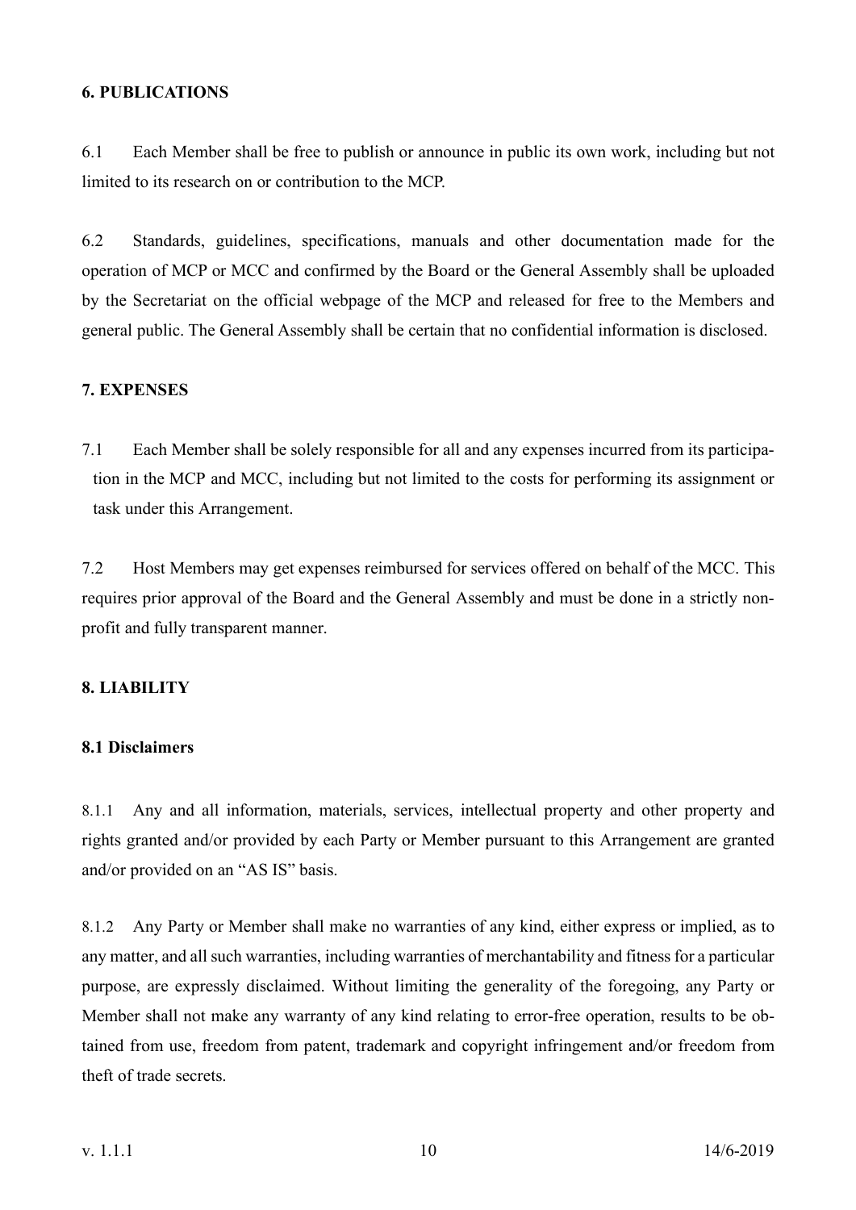## 6. PUBLICATIONS

6.1 Each Member shall be free to publish or announce in public its own work, including but not limited to its research on or contribution to the MCP.

6.2 Standards, guidelines, specifications, manuals and other documentation made for the operation of MCP or MCC and confirmed by the Board or the General Assembly shall be uploaded by the Secretariat on the official webpage of the MCP and released for free to the Members and general public. The General Assembly shall be certain that no confidential information is disclosed.

## 7. EXPENSES

7.1 Each Member shall be solely responsible for all and any expenses incurred from its participation in the MCP and MCC, including but not limited to the costs for performing its assignment or task under this Arrangement.

7.2 Host Members may get expenses reimbursed for services offered on behalf of the MCC. This requires prior approval of the Board and the General Assembly and must be done in a strictly non-profit and fully transparent manner.

## 8. LIABILITY

### 8.1 Disclaimers

8.1.1 Any and all information, materials, services, intellectual property and other property and rights granted and/or provided by each Party or Member pursuant to this Arrangement are granted and/or provided on an "AS IS" basis.

8.1.2 Any Party or Member shall make no warranties of any kind, either express or implied, as to any matter, and all such warranties, including warranties of merchantability and fitness for a particular purpose, are expressly disclaimed. Without limiting the generality of the foregoing, any Party or Member shall not make any warranty of any kind relating to error-free operation, results to be obtained from use, freedom from patent, trademark and copyright infringement and/or freedom from theft of trade secrets.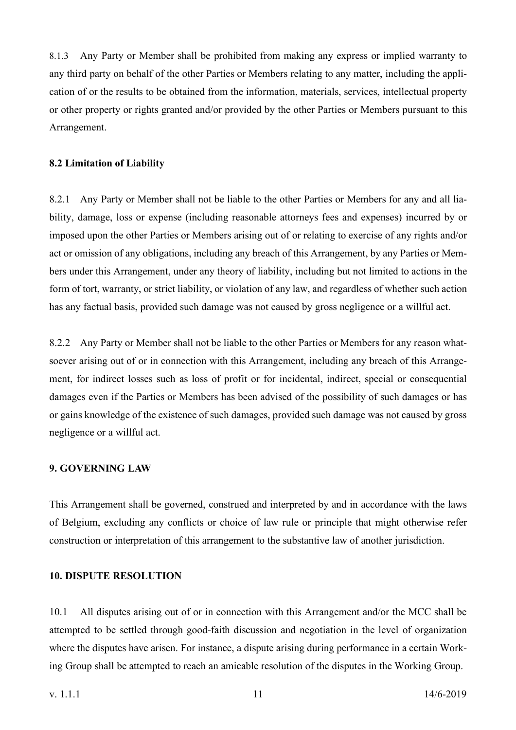8.1.3 Any Party or Member shall be prohibited from making any express or implied warranty to any third party on behalf of the other Parties or Members relating to any matter, including the application of or the results to be obtained from the information, materials, services, intellectual property or other property or rights granted and/or provided by the other Parties or Members pursuant to this Arrangement.

**8.2 Limitation of Liability**

8.2.1 Any Party or Member shall not be liable to the other Parties or Members for any and all liability, damage, loss or expense (including reasonable attorneys fees and expenses) incurred by or imposed upon the other Parties or Members arising out of or relating to exercise of any rights and/or act or omission of any obligations, including any breach of this Arrangement, by any Parties or Members under this Arrangement, under any theory of liability, including but not limited to actions in the form of tort, warranty, or strict liability, or violation of any law, and regardless of whether such action has any factual basis, provided such damage was not caused by gross negligence or a willful act.

8.2.2 Any Party or Member shall not be liable to the other Parties or Members for any reason whatsoever arising out of or in connection with this Arrangement, including any breach of this Arrangement, for indirect losses such as loss of profit or for incidental, indirect, special or consequential damages even if the Parties or Members has been advised of the possibility of such damages or has or gains knowledge of the existence of such damages, provided such damage was not caused by gross negligence or a willful act.

## 9. GOVERNING LAW

This Arrangement shall be governed, construed and interpreted by and in accordance with the laws of Belgium, excluding any conflicts or choice of law rule or principle that might otherwise refer construction or interpretation of this arrangement to the substantive law of another jurisdiction.

## 10. DISPUTE RESOLUTION

10.1 All disputes arising out of or in connection with this Arrangement and/or the MCC shall be attempted to be settled through good-faith discussion and negotiation in the level of organization where the disputes have arisen. For instance, a dispute arising during performance in a certain Working Group shall be attempted to reach an amicable resolution of the disputes in the Working Group.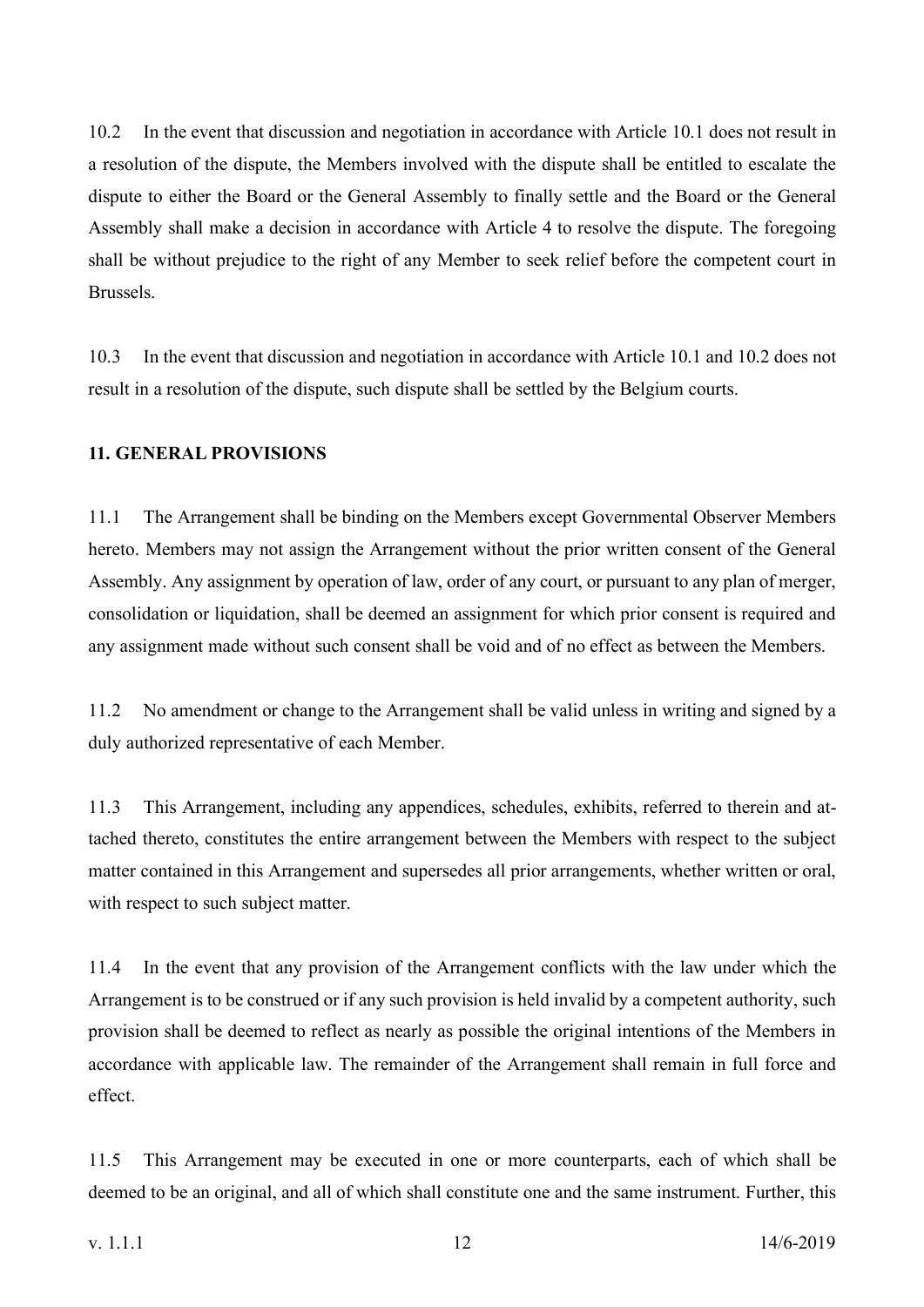10.2 In the event that discussion and negotiation in accordance with Article 10.1 does not result in a resolution of the dispute, the Members involved with the dispute shall be entitled to escalate the dispute to either the Board or the General Assembly to finally settle and the Board or the General Assembly shall make a decision in accordance with Article 4 to resolve the dispute. The foregoing shall be without prejudice to the right of any Member to seek relief before the competent court in Brussels.

10.3 In the event that discussion and negotiation in accordance with Article 10.1 and 10.2 does not result in a resolution of the dispute, such dispute shall be settled by the Belgium courts.

## 11. GENERAL PROVISIONS

11.1 The Arrangement shall be binding on the Members except Governmental Observer Members hereto. Members may not assign the Arrangement without the prior written consent of the General Assembly. Any assignment by operation of law, order of any court, or pursuant to any plan of merger, consolidation or liquidation, shall be deemed an assignment for which prior consent is required and any assignment made without such consent shall be void and of no effect as between the Members.

11.2 No amendment or change to the Arrangement shall be valid unless in writing and signed by a duly authorized representative of each Member.

11.3 This Arrangement, including any appendices, schedules, exhibits, referred to therein and attached thereto, constitutes the entire arrangement between the Members with respect to the subject matter contained in this Arrangement and supersedes all prior arrangements, whether written or oral, with respect to such subject matter.

11.4 In the event that any provision of the Arrangement conflicts with the law under which the Arrangement is to be construed or if any such provision is held invalid by a competent authority, such provision shall be deemed to reflect as nearly as possible the original intentions of the Members in accordance with applicable law. The remainder of the Arrangement shall remain in full force and effect.

11.5 This Arrangement may be executed in one or more counterparts, each of which shall be deemed to be an original, and all of which shall constitute one and the same instrument. Further, this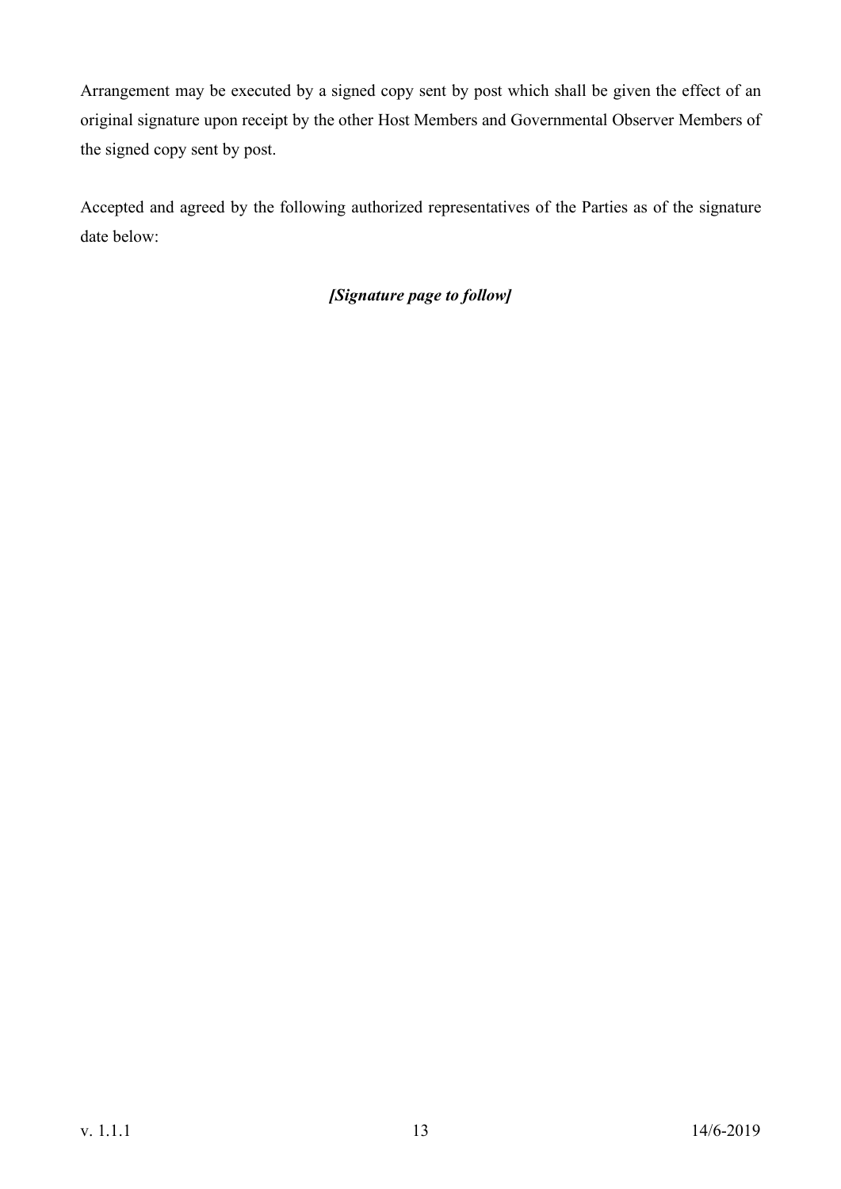Arrangement may be executed by a signed copy sent by post which shall be given the effect of an original signature upon receipt by the other Host Members and Governmental Observer Members of the signed copy sent by post.

Accepted and agreed by the following authorized representatives of the Parties as of the signature date below:

***[Signature page to follow]***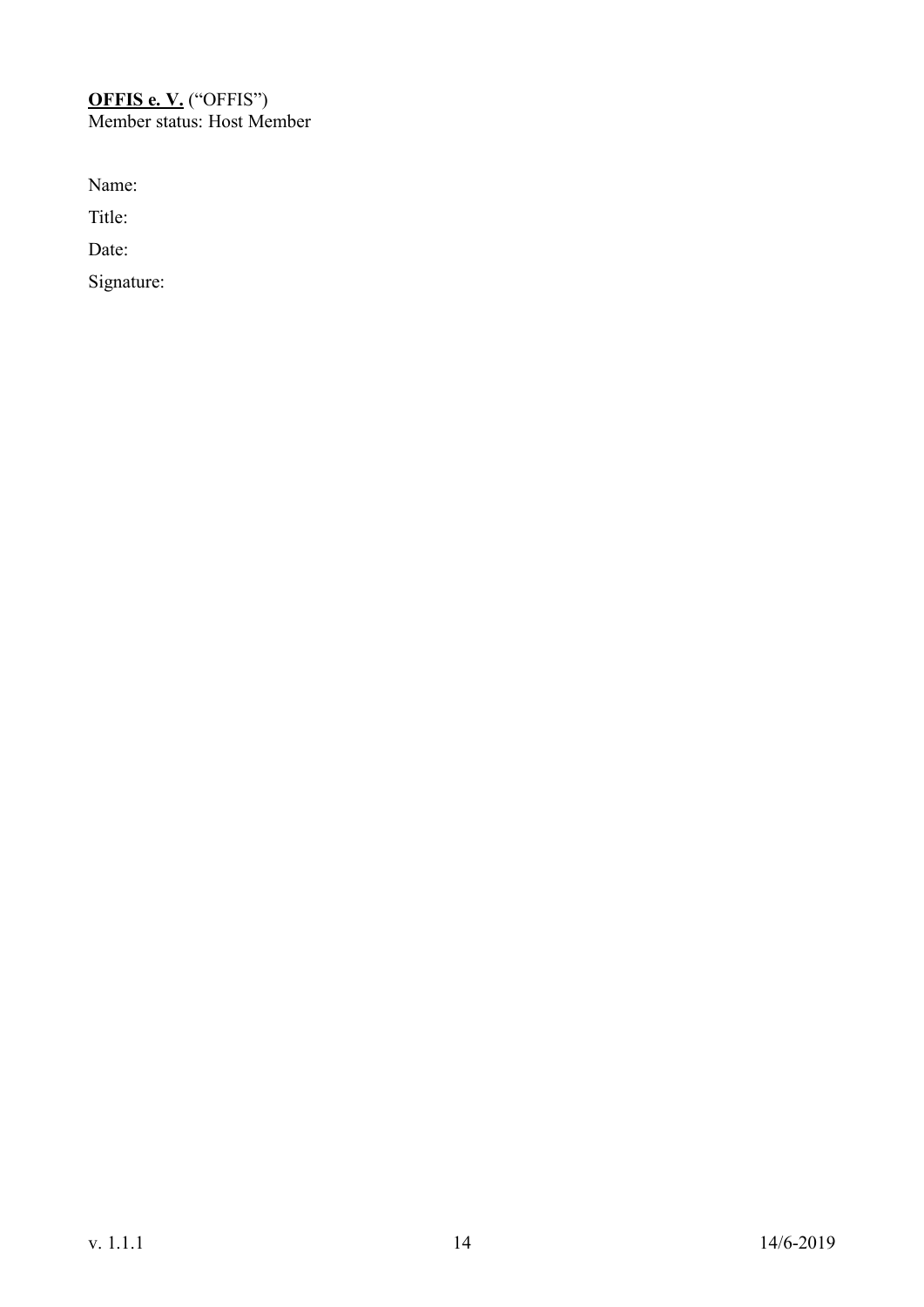**OFFIS e. V.** ("OFFIS")
Member status: Host Member

Name:

Title:

Date:

Signature: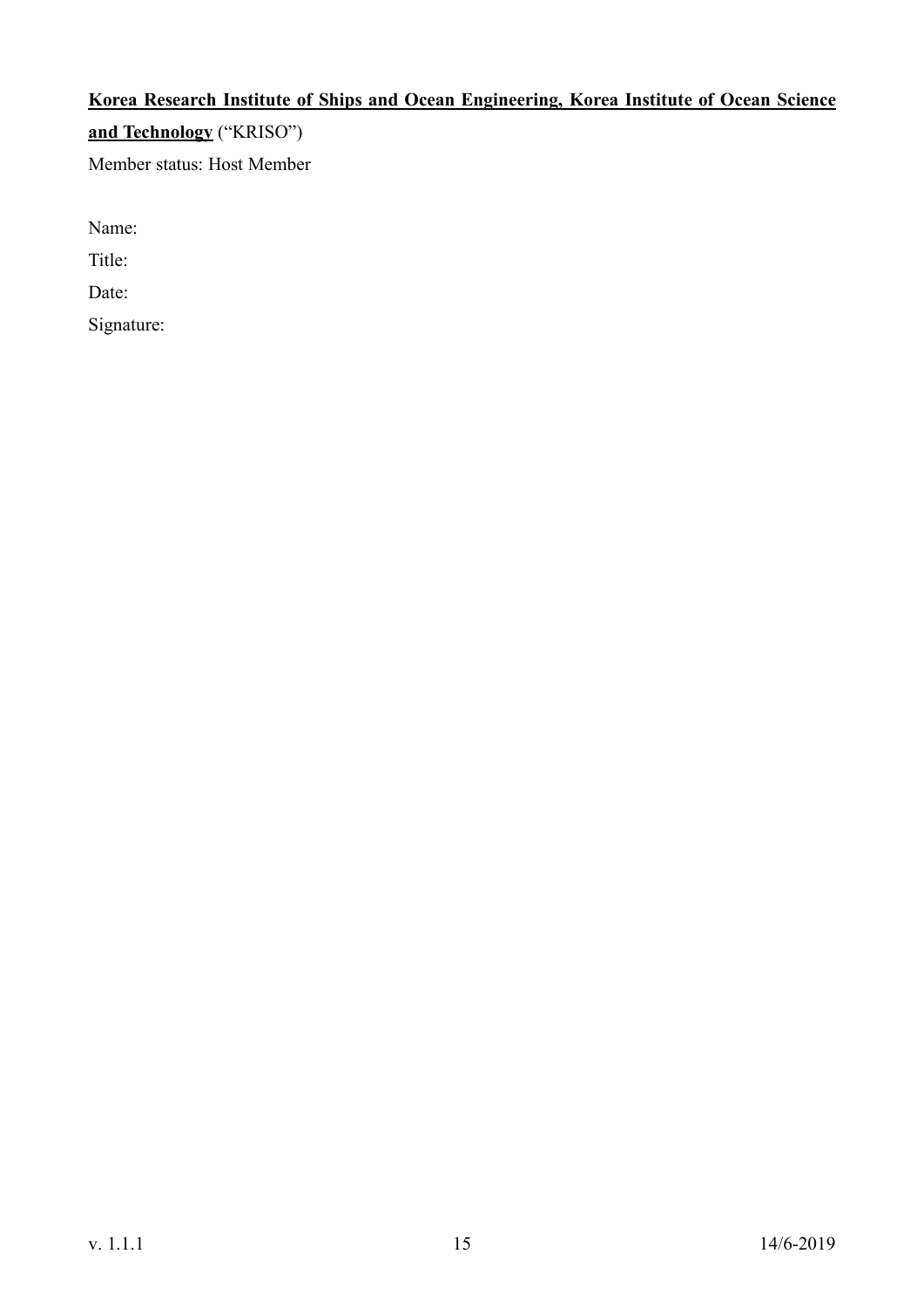**Korea Research Institute of Ships and Ocean Engineering, Korea Institute of Ocean Science and Technology** ("KRISO")

Member status: Host Member

Name:

Title:

Date:

Signature: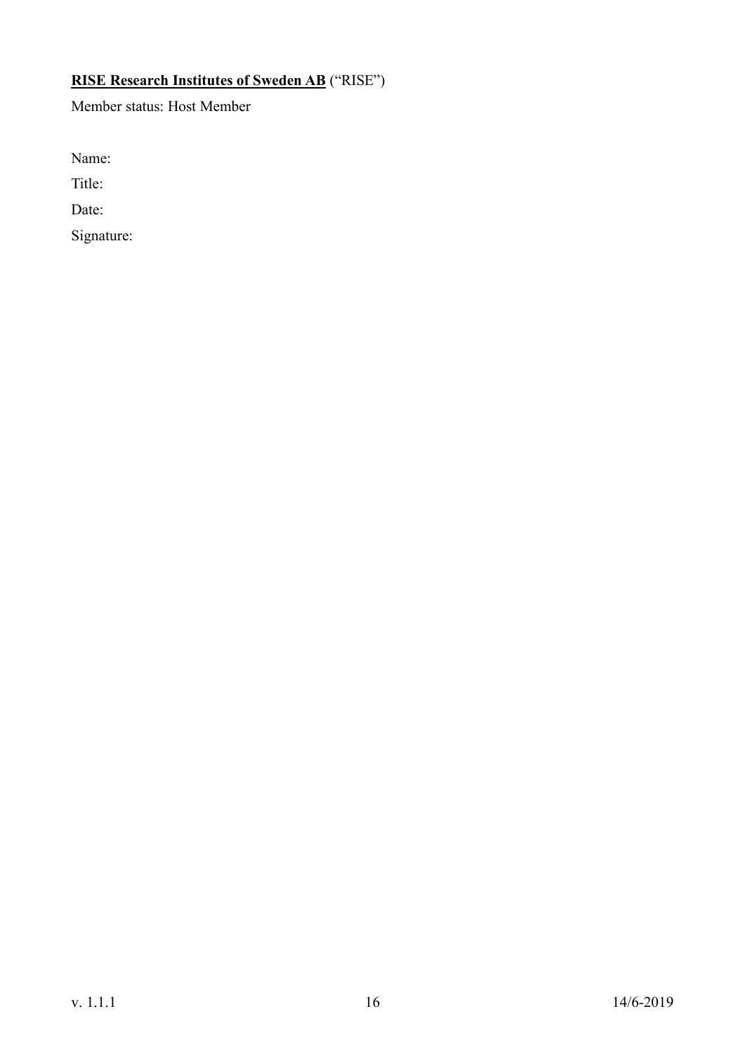**RISE Research Institutes of Sweden AB** (“RISE”)

Member status: Host Member

Name:

Title:

Date:

Signature: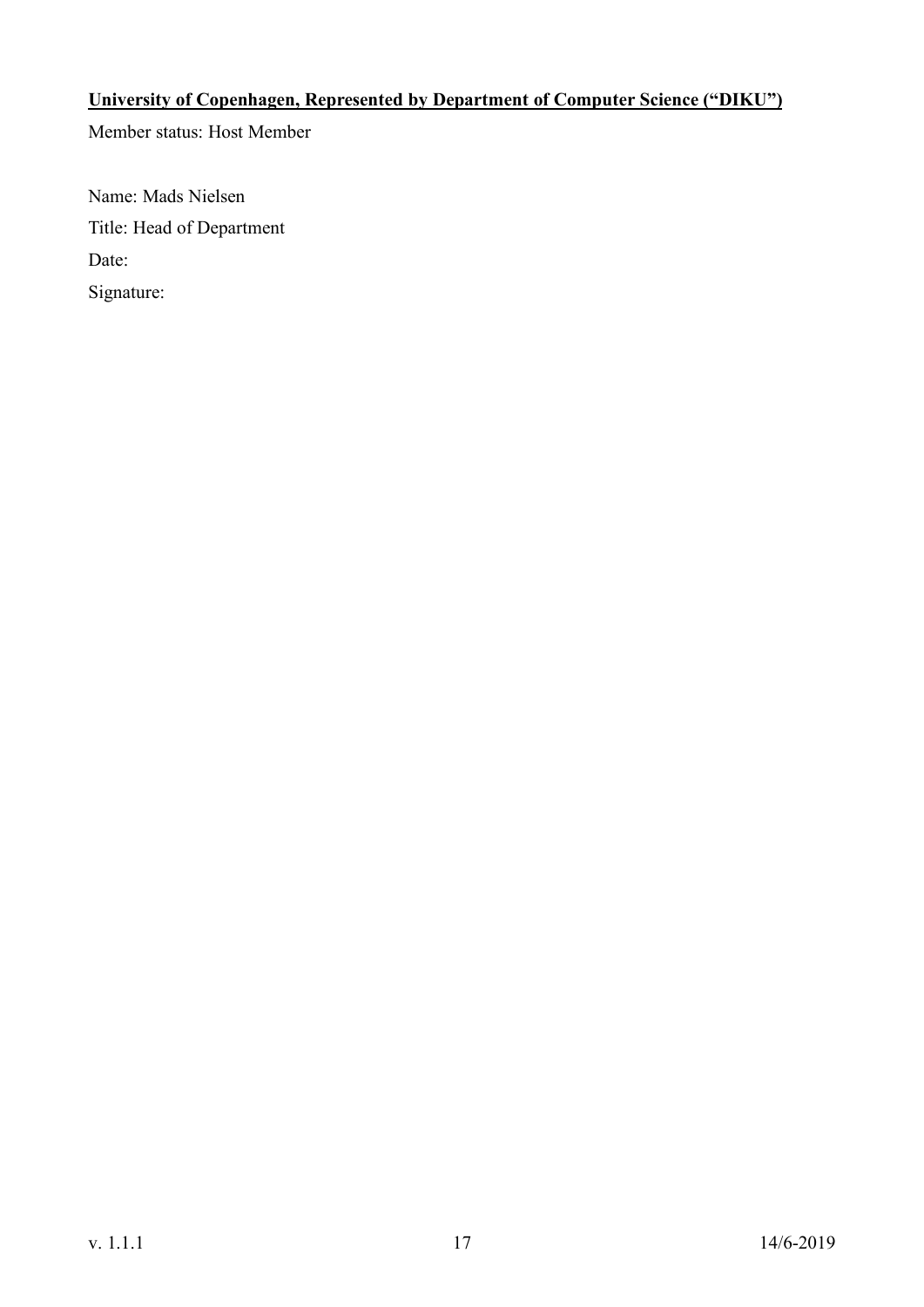**University of Copenhagen, Represented by Department of Computer Science (“DIKU”)**

Member status: Host Member

Name: Mads Nielsen

Title: Head of Department

Date:

Signature: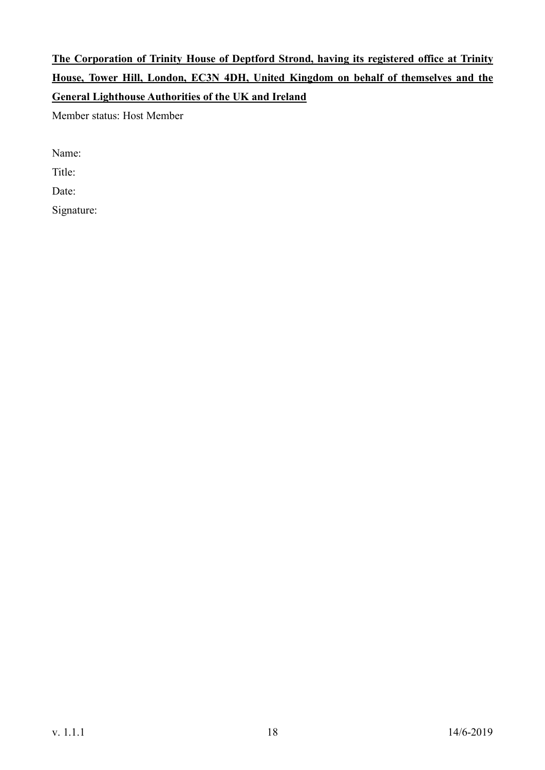**The Corporation of Trinity House of Deptford Strond, having its registered office at Trinity House, Tower Hill, London, EC3N 4DH, United Kingdom on behalf of themselves and the General Lighthouse Authorities of the UK and Ireland**

Member status: Host Member

Name:

Title:

Date:

Signature: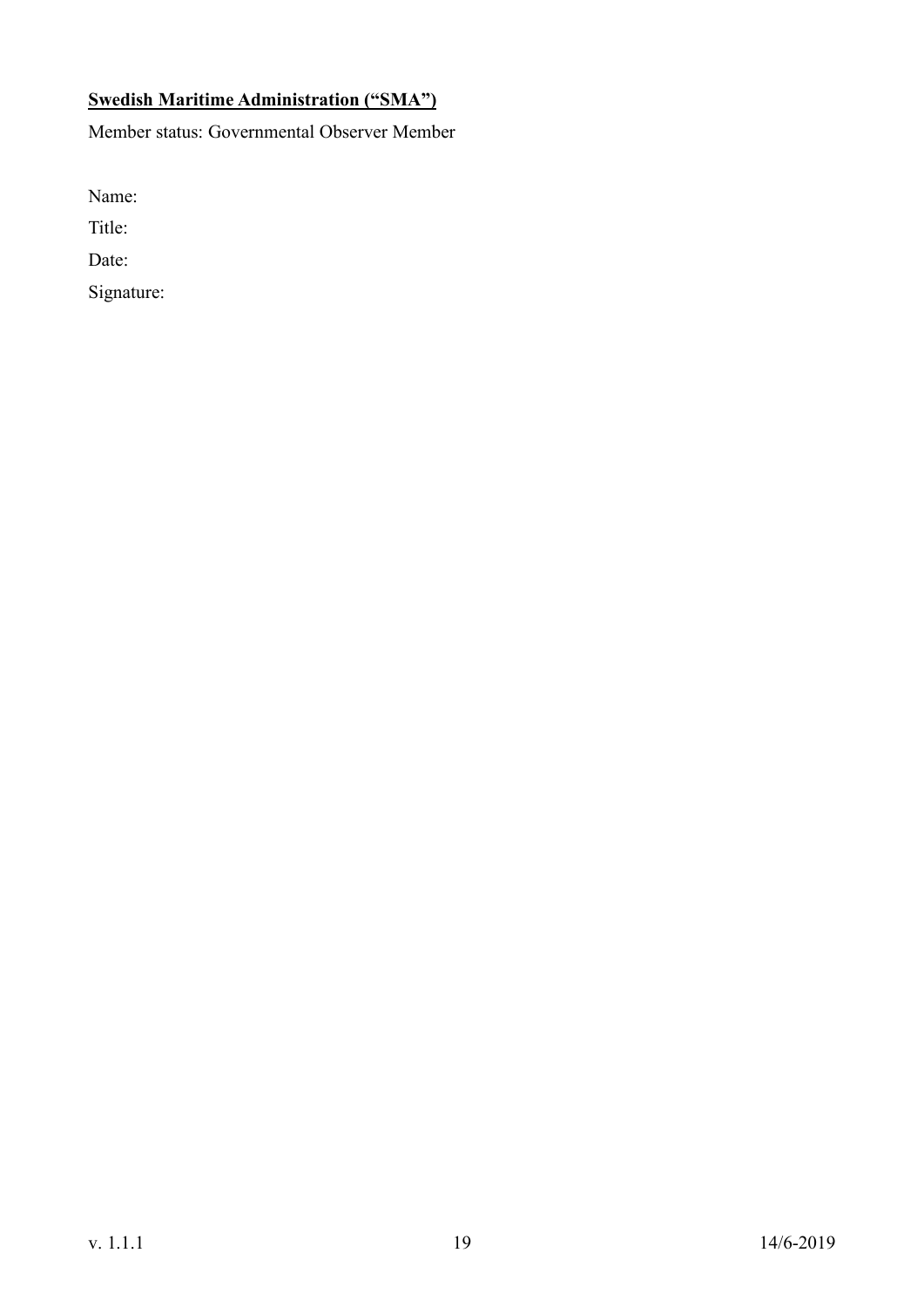**<u>Swedish Maritime Administration ("SMA")</u>**

Member status: Governmental Observer Member

Name:

Title:

Date:

Signature: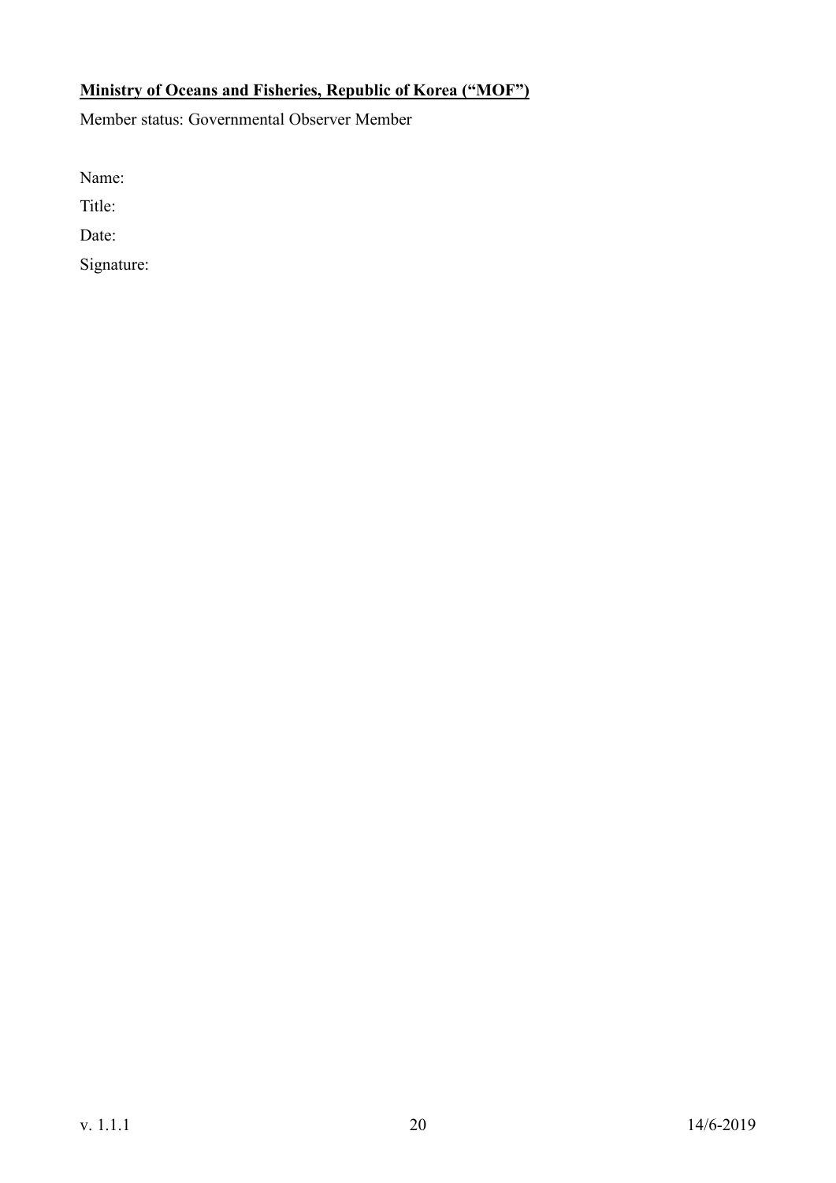**<u>Ministry of Oceans and Fisheries, Republic of Korea ("MOF")</u>**

Member status: Governmental Observer Member

Name:

Title:

Date:

Signature: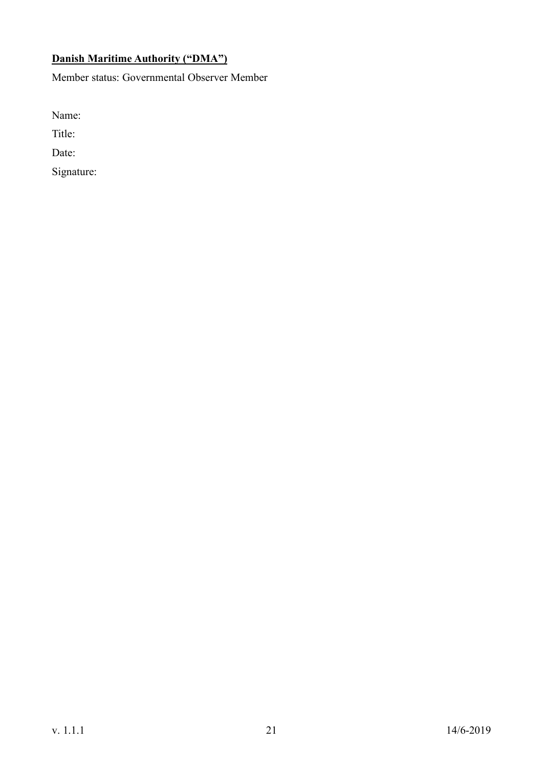**Danish Maritime Authority ("DMA")**

Member status: Governmental Observer Member

Name:

Title:

Date:

Signature: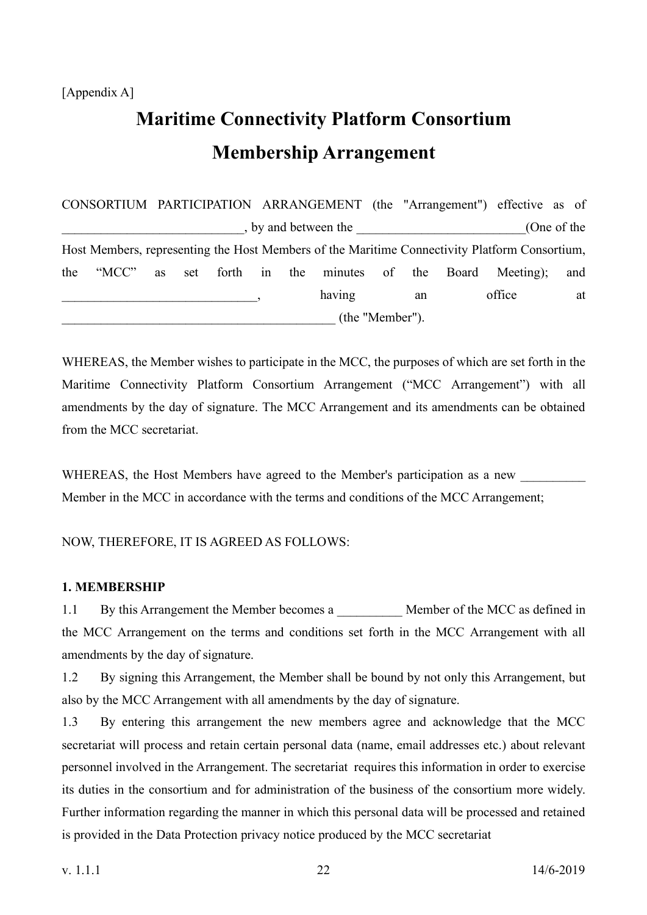[Appendix A]

# Maritime Connectivity Platform Consortium Membership Arrangement

CONSORTIUM PARTICIPATION ARRANGEMENT (the "Arrangement") effective as of ____________________________, by and between the __________________________(One of the Host Members, representing the Host Members of the Maritime Connectivity Platform Consortium, the "MCC" as set forth in the minutes of the Board Meeting); and ______________________________, having an office at __________________________________________ (the "Member").

WHEREAS, the Member wishes to participate in the MCC, the purposes of which are set forth in the Maritime Connectivity Platform Consortium Arrangement ("MCC Arrangement") with all amendments by the day of signature. The MCC Arrangement and its amendments can be obtained from the MCC secretariat.

WHEREAS, the Host Members have agreed to the Member's participation as a new __________ Member in the MCC in accordance with the terms and conditions of the MCC Arrangement;

NOW, THEREFORE, IT IS AGREED AS FOLLOWS:

**1. MEMBERSHIP**

1.1 By this Arrangement the Member becomes a __________ Member of the MCC as defined in the MCC Arrangement on the terms and conditions set forth in the MCC Arrangement with all amendments by the day of signature.

1.2 By signing this Arrangement, the Member shall be bound by not only this Arrangement, but also by the MCC Arrangement with all amendments by the day of signature.

1.3 By entering this arrangement the new members agree and acknowledge that the MCC secretariat will process and retain certain personal data (name, email addresses etc.) about relevant personnel involved in the Arrangement. The secretariat requires this information in order to exercise its duties in the consortium and for administration of the business of the consortium more widely. Further information regarding the manner in which this personal data will be processed and retained is provided in the Data Protection privacy notice produced by the MCC secretariat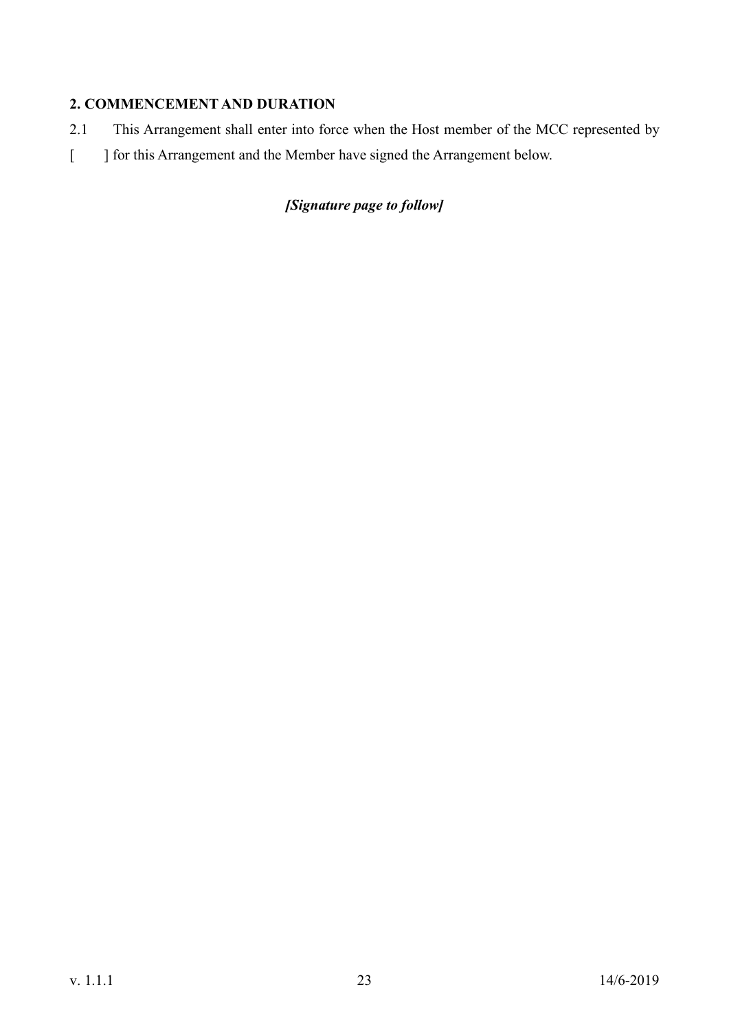**2. COMMENCEMENT AND DURATION**

2.1 This Arrangement shall enter into force when the Host member of the MCC represented by [ ] for this Arrangement and the Member have signed the Arrangement below.

***[Signature page to follow]***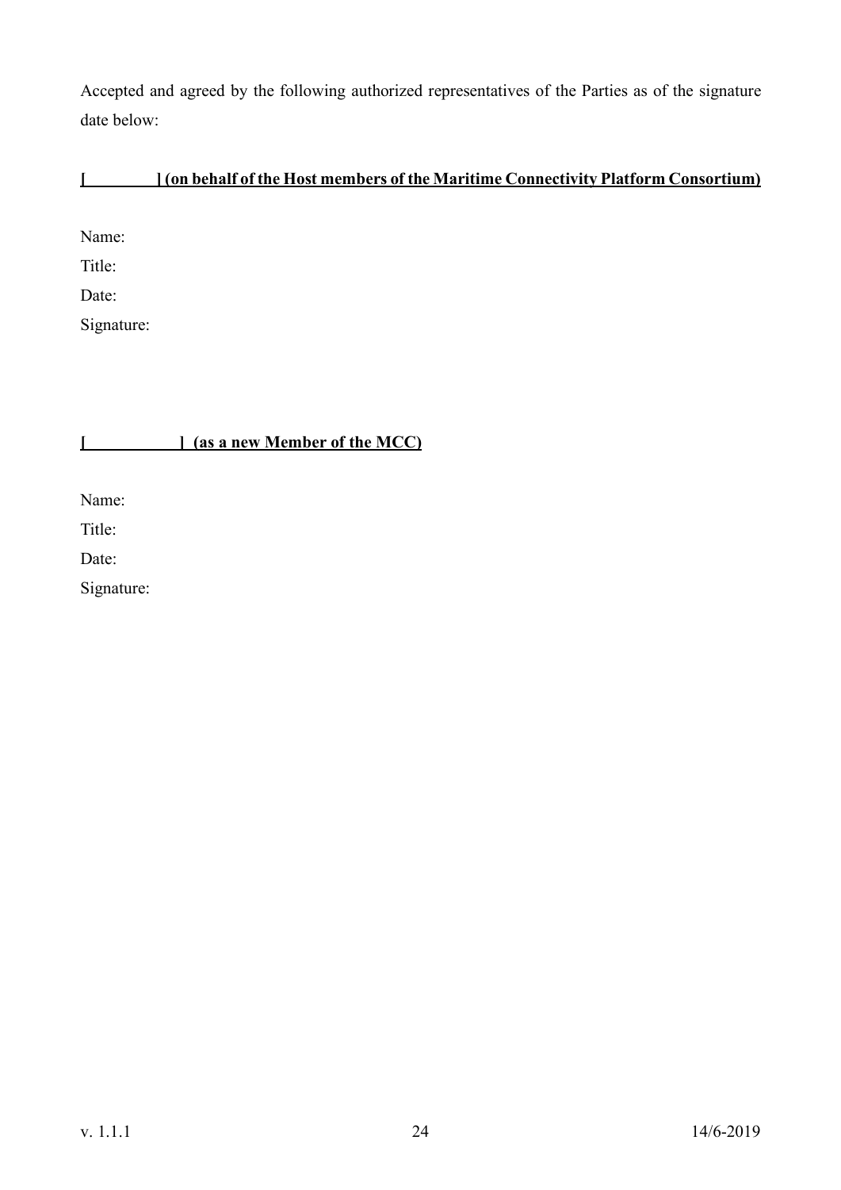Accepted and agreed by the following authorized representatives of the Parties as of the signature date below:

**[ ] (on behalf of the Host members of the Maritime Connectivity Platform Consortium)**

Name:

Title:

Date:

Signature:

**[ ] (as a new Member of the MCC)**

Name:

Title:

Date:

Signature: